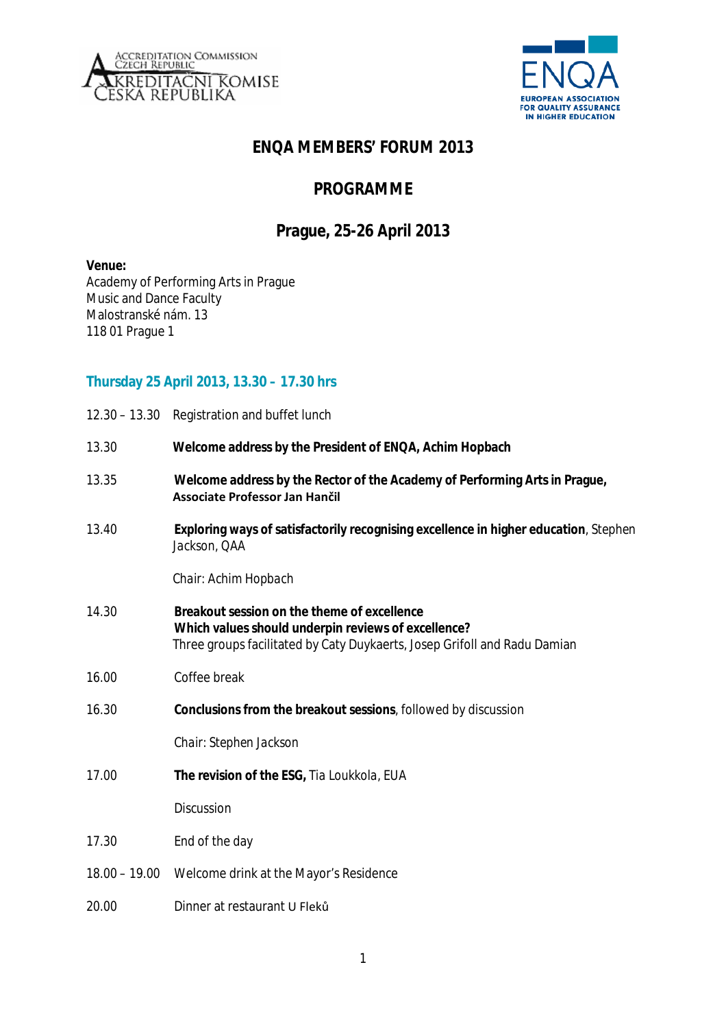ACCREDITATION COMMISSION
CZECH REPUBLIC
AKREDITAČNÍ KOMISE
ČESKÁ REPUBLIKA

ENQA
EUROPEAN ASSOCIATION
FOR QUALITY ASSURANCE
IN HIGHER EDUCATION

# ENQA MEMBERS' FORUM 2013

## PROGRAMME

## Prague, 25-26 April 2013

**Venue:**
Academy of Performing Arts in Prague
Music and Dance Faculty
Malostranské nám. 13
118 01 Prague 1

### Thursday 25 April 2013, 13.30 – 17.30 hrs

| | |
|---|---|
| 12.30 – 13.30 | Registration and buffet lunch |
| 13.30 | **Welcome address by the President of ENQA, Achim Hopbach** |
| 13.35 | **Welcome address by the Rector of the Academy of Performing Arts in Prague, Associate Professor Jan Hančil** |
| 13.40 | **Exploring ways of satisfactorily recognising excellence in higher education**, Stephen Jackson, QAA<br><br>Chair: Achim Hopbach |
| 14.30 | **Breakout session on the theme of excellence**<br>**Which values should underpin reviews of excellence?**<br>Three groups facilitated by Caty Duykaerts, Josep Grifoll and Radu Damian |
| 16.00 | Coffee break |
| 16.30 | **Conclusions from the breakout sessions**, followed by discussion<br><br>Chair: Stephen Jackson |
| 17.00 | **The revision of the ESG,** Tia Loukkola, EUA<br><br>Discussion |
| 17.30 | End of the day |
| 18.00 – 19.00 | Welcome drink at the Mayor's Residence |
| 20.00 | Dinner at restaurant U Fleků |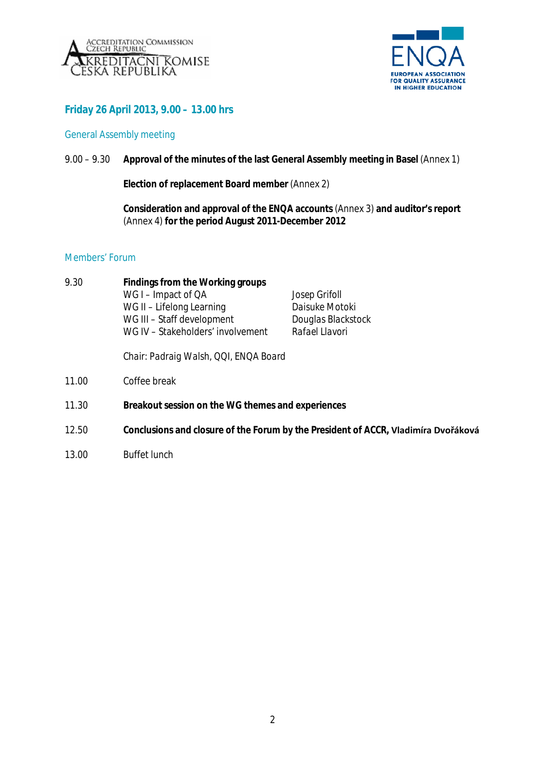## Friday 26 April 2013, 9.00 – 13.00 hrs

### General Assembly meeting

9.00 – 9.30 **Approval of the minutes of the last General Assembly meeting in Basel** (Annex 1)

**Election of replacement Board member** (Annex 2)

**Consideration and approval of the ENQA accounts** (Annex 3) **and auditor's report** (Annex 4) **for the period August 2011-December 2012**

### Members' Forum

9.30 **Findings from the Working groups**

| | |
|---|---|
| WG I – Impact of QA | Josep Grifoll |
| WG II – Lifelong Learning | Daisuke Motoki |
| WG III – Staff development | Douglas Blackstock |
| WG IV – Stakeholders' involvement | Rafael Llavori |

Chair: Padraig Walsh, QQI, ENQA Board

11.00 Coffee break

11.30 **Breakout session on the WG themes and experiences**

12.50 **Conclusions and closure of the Forum by the President of ACCR, Vladimíra Dvořáková**

13.00 Buffet lunch